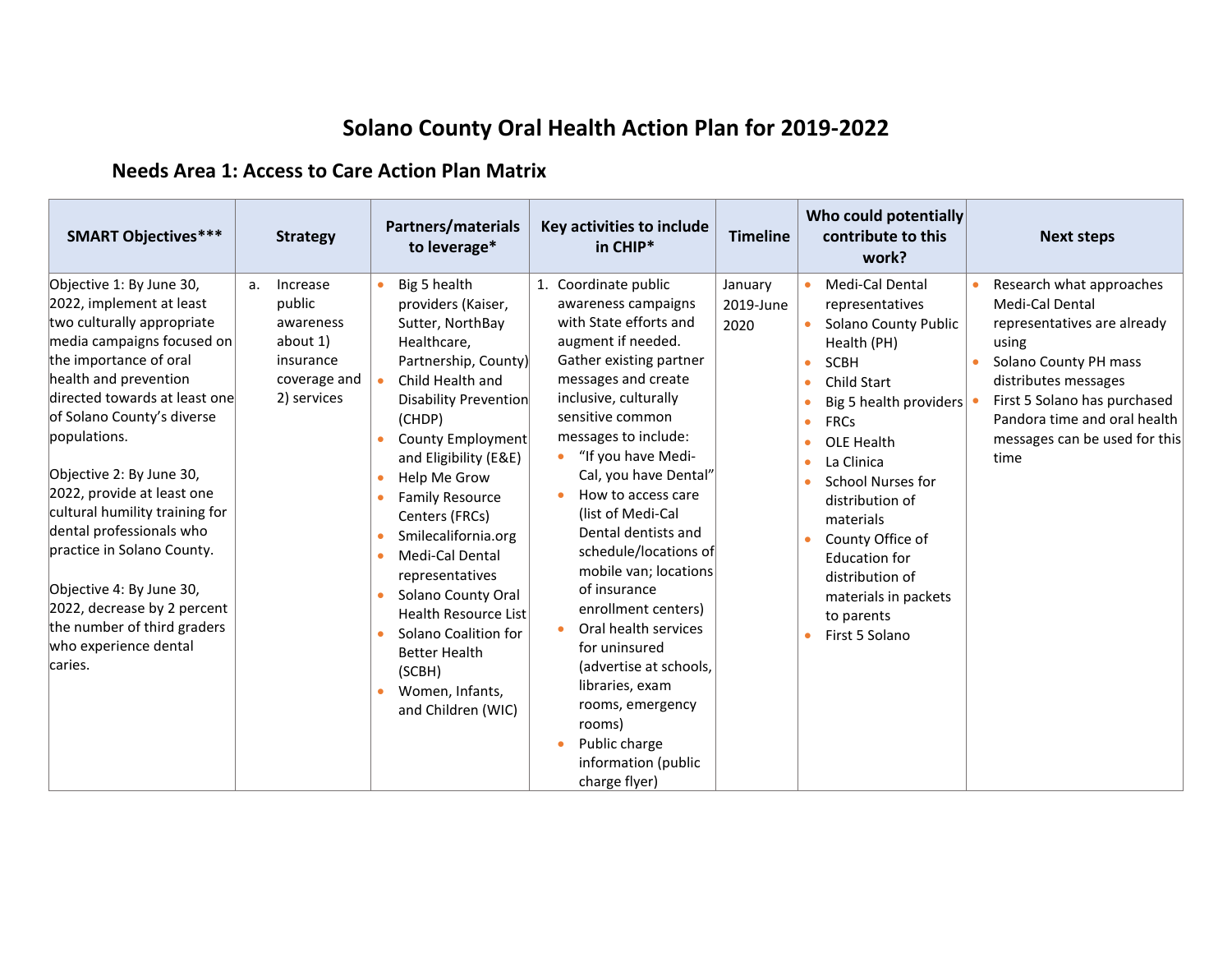# Solano County Oral Health Action Plan for 2019-2022

## Needs Area 1: Access to Care Action Plan Matrix

| SMART Objectives*** | Strategy | Partners/materials to leverage* | Key activities to include in CHIP* | Timeline | Who could potentially contribute to this work? | Next steps |
|---|---|---|---|---|---|---|
| Objective 1: By June 30, 2022, implement at least two culturally appropriate media campaigns focused on the importance of oral health and prevention directed towards at least one of Solano County's diverse populations.<br><br>Objective 2: By June 30, 2022, provide at least one cultural humility training for dental professionals who practice in Solano County.<br><br>Objective 4: By June 30, 2022, decrease by 2 percent the number of third graders who experience dental caries. | a. Increase public awareness about 1) insurance coverage and 2) services | • Big 5 health providers (Kaiser, Sutter, NorthBay Healthcare, Partnership, County)<br>• Child Health and Disability Prevention (CHDP)<br>• County Employment and Eligibility (E&E)<br>• Help Me Grow<br>• Family Resource Centers (FRCs)<br>• Smilecalifornia.org<br>• Medi-Cal Dental representatives<br>• Solano County Oral Health Resource List<br>• Solano Coalition for Better Health (SCBH)<br>• Women, Infants, and Children (WIC) | 1. Coordinate public awareness campaigns with State efforts and augment if needed. Gather existing partner messages and create inclusive, culturally sensitive common messages to include:<br>• "If you have Medi-Cal, you have Dental"<br>• How to access care (list of Medi-Cal Dental dentists and schedule/locations of mobile van; locations of insurance enrollment centers)<br>• Oral health services for uninsured (advertise at schools, libraries, exam rooms, emergency rooms)<br>• Public charge information (public charge flyer) | January 2019-June 2020 | • Medi-Cal Dental representatives<br>• Solano County Public Health (PH)<br>• SCBH<br>• Child Start<br>• Big 5 health providers<br>• FRCs<br>• OLE Health<br>• La Clinica<br>• School Nurses for distribution of materials<br>• County Office of Education for distribution of materials in packets to parents<br>• First 5 Solano | • Research what approaches Medi-Cal Dental representatives are already using<br>• Solano County PH mass distributes messages<br>• First 5 Solano has purchased Pandora time and oral health messages can be used for this time |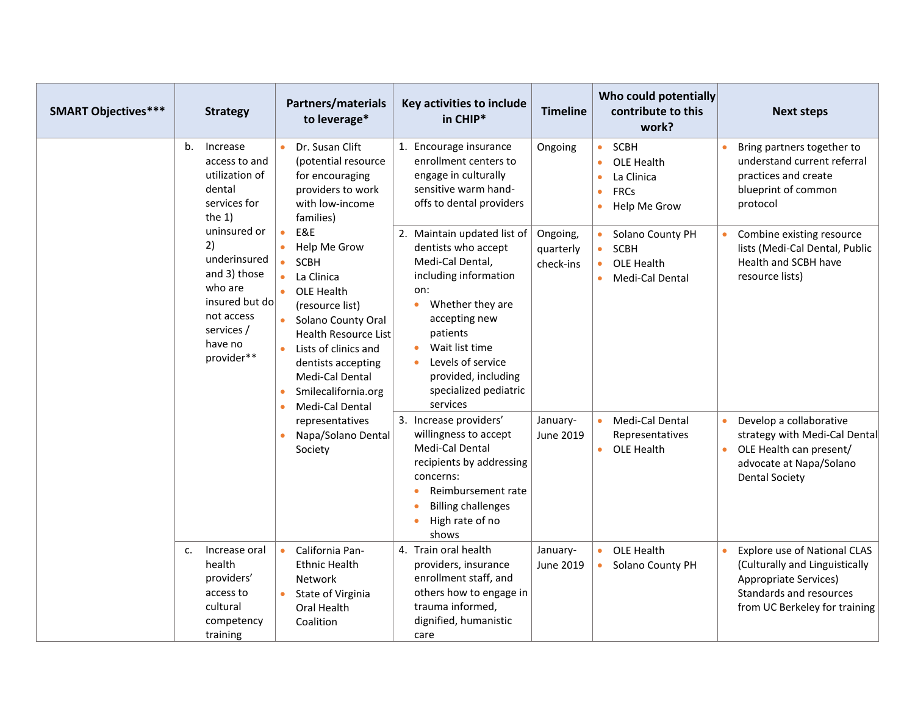| SMART Objectives*** | Strategy | Partners/materials to leverage* | Key activities to include in CHIP* | Timeline | Who could potentially contribute to this work? | Next steps |
|---|---|---|---|---|---|---|
| | b. Increase access to and utilization of dental services for the 1) uninsured or 2) underinsured and 3) those who are insured but do not access services / have no provider** | • Dr. Susan Clift (potential resource for encouraging providers to work with low-income families)<br>• E&E<br>• Help Me Grow<br>• SCBH<br>• La Clinica<br>• OLE Health (resource list)<br>• Solano County Oral Health Resource List<br>• Lists of clinics and dentists accepting Medi-Cal Dental<br>• Smilecalifornia.org<br>• Medi-Cal Dental representatives<br>• Napa/Solano Dental Society | 1. Encourage insurance enrollment centers to engage in culturally sensitive warm hand-offs to dental providers | Ongoing | • SCBH<br>• OLE Health<br>• La Clinica<br>• FRCs<br>• Help Me Grow | • Bring partners together to understand current referral practices and create blueprint of common protocol |
| | | | 2. Maintain updated list of dentists who accept Medi-Cal Dental, including information on:<br>• Whether they are accepting new patients<br>• Wait list time<br>• Levels of service provided, including specialized pediatric services | Ongoing, quarterly check-ins | • Solano County PH<br>• SCBH<br>• OLE Health<br>• Medi-Cal Dental | • Combine existing resource lists (Medi-Cal Dental, Public Health and SCBH have resource lists) |
| | | | 3. Increase providers' willingness to accept Medi-Cal Dental recipients by addressing concerns:<br>• Reimbursement rate<br>• Billing challenges<br>• High rate of no shows | January-June 2019 | • Medi-Cal Dental Representatives<br>• OLE Health | • Develop a collaborative strategy with Medi-Cal Dental<br>• OLE Health can present/ advocate at Napa/Solano Dental Society |
| | c. Increase oral health providers' access to cultural competency training | • California Pan-Ethnic Health Network<br>• State of Virginia Oral Health Coalition | 4. Train oral health providers, insurance enrollment staff, and others how to engage in trauma informed, dignified, humanistic care | January-June 2019 | • OLE Health<br>• Solano County PH | • Explore use of National CLAS (Culturally and Linguistically Appropriate Services) Standards and resources from UC Berkeley for training |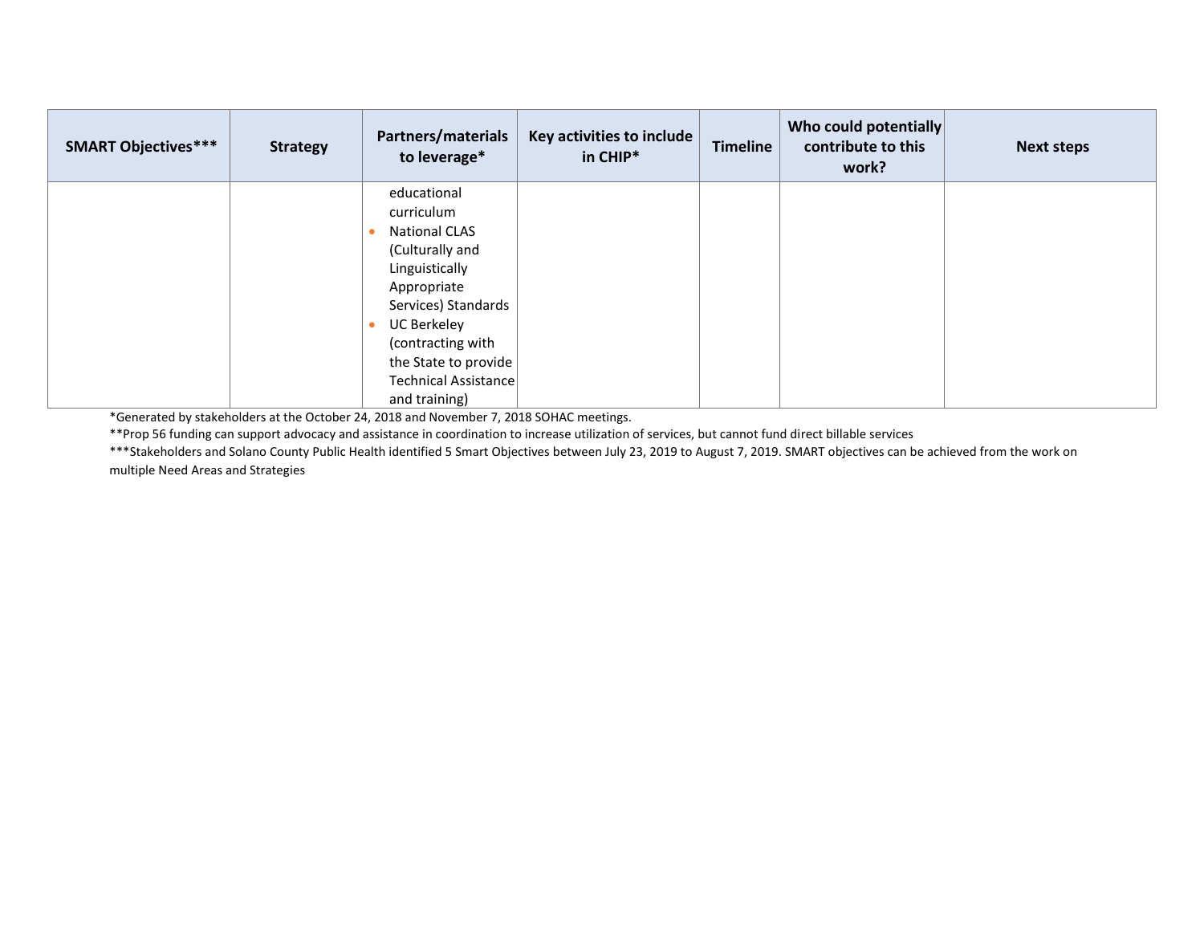| SMART Objectives*** | Strategy | Partners/materials to leverage* | Key activities to include in CHIP* | Timeline | Who could potentially contribute to this work? | Next steps |
|---|---|---|---|---|---|---|
| | | educational curriculum<br>• National CLAS (Culturally and Linguistically Appropriate Services) Standards<br>• UC Berkeley (contracting with the State to provide Technical Assistance and training) | | | | |

*Generated by stakeholders at the October 24, 2018 and November 7, 2018 SOHAC meetings.

**Prop 56 funding can support advocacy and assistance in coordination to increase utilization of services, but cannot fund direct billable services

***Stakeholders and Solano County Public Health identified 5 Smart Objectives between July 23, 2019 to August 7, 2019. SMART objectives can be achieved from the work on multiple Need Areas and Strategies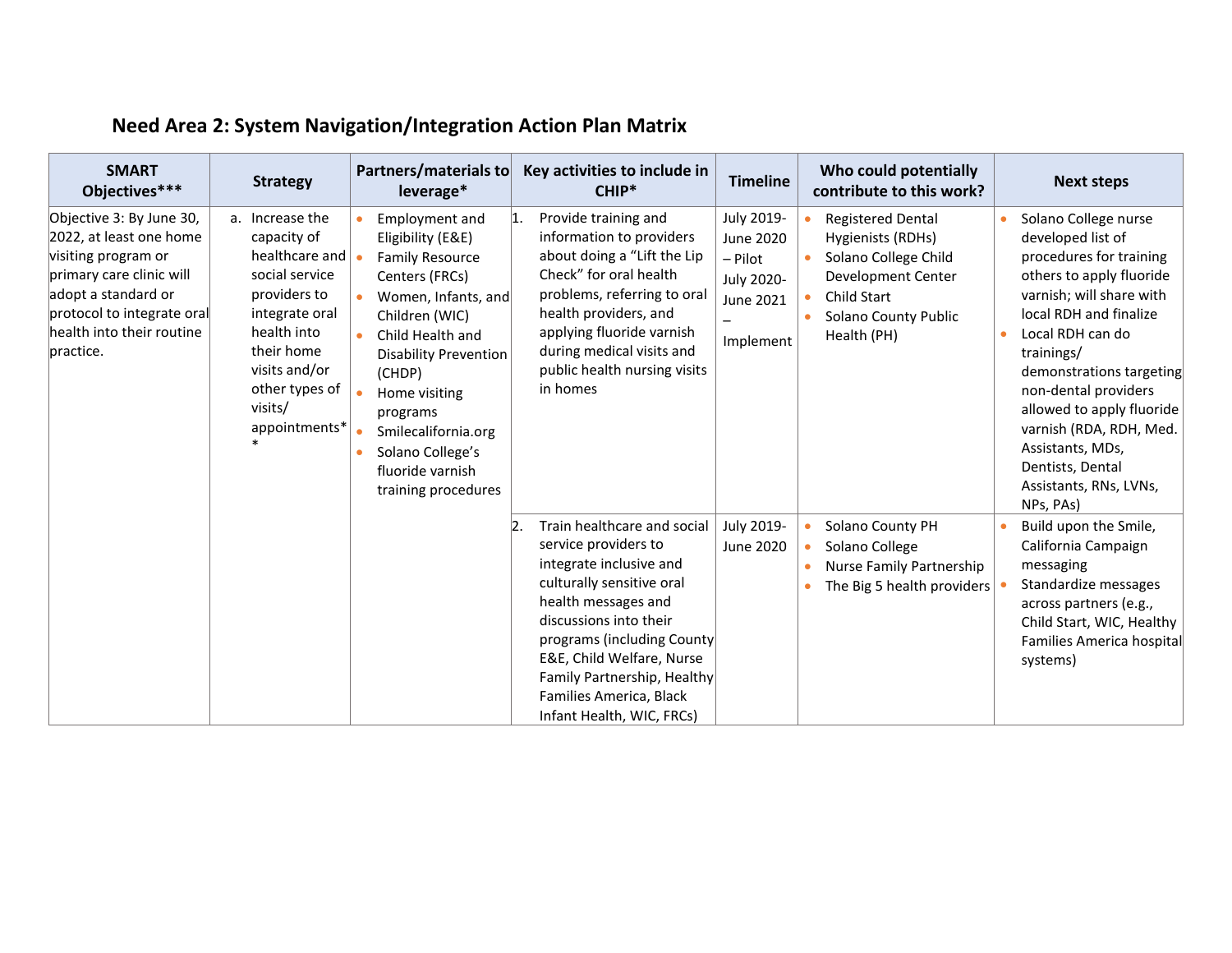## Need Area 2: System Navigation/Integration Action Plan Matrix

| SMART Objectives*** | Strategy | Partners/materials to leverage* | Key activities to include in CHIP* | Timeline | Who could potentially contribute to this work? | Next steps |
|---|---|---|---|---|---|---|
| Objective 3: By June 30, 2022, at least one home visiting program or primary care clinic will adopt a standard or protocol to integrate oral health into their routine practice. | a. Increase the capacity of healthcare and social service providers to integrate oral health into their home visits and/or other types of visits/ appointments** | • Employment and Eligibility (E&E) <br> • Family Resource Centers (FRCs) <br> • Women, Infants, and Children (WIC) <br> • Child Health and Disability Prevention (CHDP) <br> • Home visiting programs <br> • Smilecalifornia.org <br> • Solano College's fluoride varnish training procedures | 1. Provide training and information to providers about doing a "Lift the Lip Check" for oral health problems, referring to oral health providers, and applying fluoride varnish during medical visits and public health nursing visits in homes | July 2019-June 2020 – Pilot <br> July 2020-June 2021 – Implement | • Registered Dental Hygienists (RDHs) <br> • Solano College Child Development Center <br> • Child Start <br> • Solano County Public Health (PH) | • Solano College nurse developed list of procedures for training others to apply fluoride varnish; will share with local RDH and finalize <br> • Local RDH can do trainings/ demonstrations targeting non-dental providers allowed to apply fluoride varnish (RDA, RDH, Med. Assistants, MDs, Dentists, Dental Assistants, RNs, LVNs, NPs, PAs) |
| | | | 2. Train healthcare and social service providers to integrate inclusive and culturally sensitive oral health messages and discussions into their programs (including County E&E, Child Welfare, Nurse Family Partnership, Healthy Families America, Black Infant Health, WIC, FRCs) | July 2019-June 2020 | • Solano County PH <br> • Solano College <br> • Nurse Family Partnership <br> • The Big 5 health providers | • Build upon the Smile, California Campaign messaging <br> • Standardize messages across partners (e.g., Child Start, WIC, Healthy Families America hospital systems) |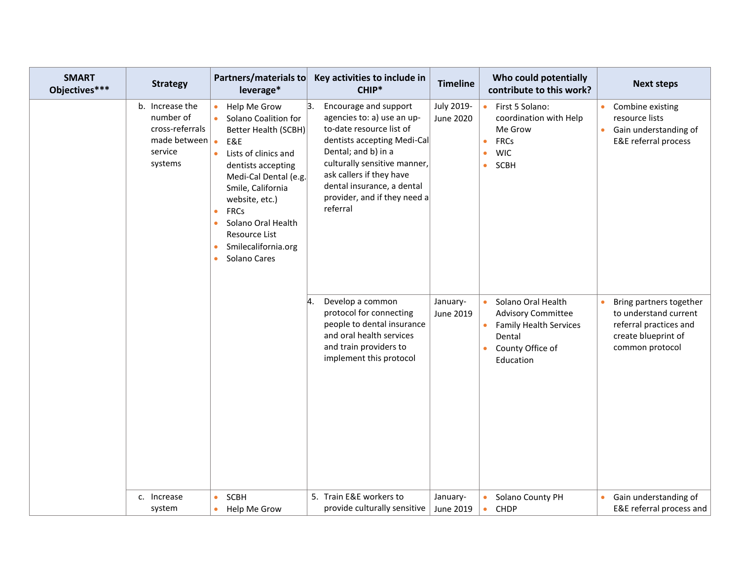| SMART Objectives*** | Strategy | Partners/materials to leverage* | Key activities to include in CHIP* | Timeline | Who could potentially contribute to this work? | Next steps |
|---|---|---|---|---|---|---|
| | b. Increase the number of cross-referrals made between service systems | • Help Me Grow<br>• Solano Coalition for Better Health (SCBH)<br>• E&E<br>• Lists of clinics and dentists accepting Medi-Cal Dental (e.g. Smile, California website, etc.)<br>• FRCs<br>• Solano Oral Health Resource List<br>• Smilecalifornia.org<br>• Solano Cares | 3. Encourage and support agencies to: a) use an up-to-date resource list of dentists accepting Medi-Cal Dental; and b) in a culturally sensitive manner, ask callers if they have dental insurance, a dental provider, and if they need a referral | July 2019-June 2020 | • First 5 Solano: coordination with Help Me Grow<br>• FRCs<br>• WIC<br>• SCBH | • Combine existing resource lists<br>• Gain understanding of E&E referral process |
| | | | 4. Develop a common protocol for connecting people to dental insurance and oral health services and train providers to implement this protocol | January-June 2019 | • Solano Oral Health Advisory Committee<br>• Family Health Services Dental<br>• County Office of Education | • Bring partners together to understand current referral practices and create blueprint of common protocol |
| | c. Increase system | • SCBH<br>• Help Me Grow | 5. Train E&E workers to provide culturally sensitive | January-June 2019 | • Solano County PH<br>• CHDP | • Gain understanding of E&E referral process and |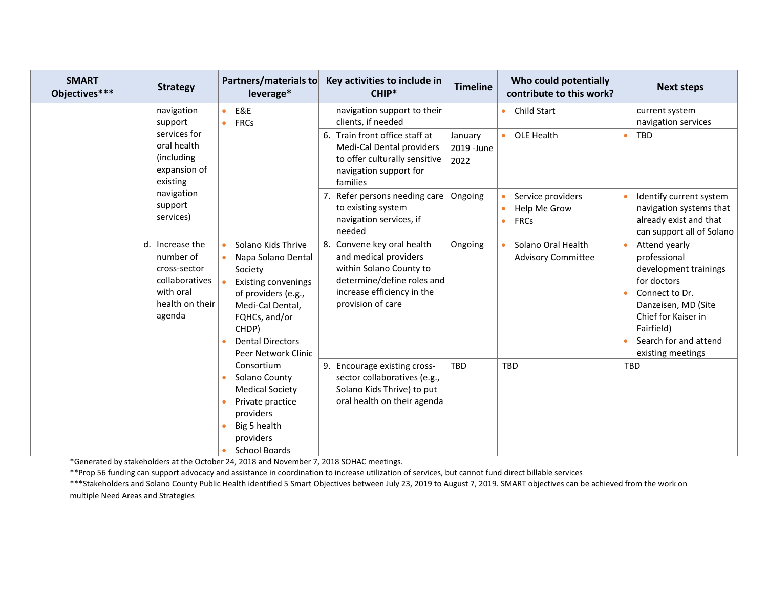| SMART Objectives*** | Strategy | Partners/materials to leverage* | Key activities to include in CHIP* | Timeline | Who could potentially contribute to this work? | Next steps |
|---|---|---|---|---|---|---|
| | navigation support services for oral health (including expansion of existing navigation support services) | • E&E<br>• FRCs | navigation support to their clients, if needed | | • Child Start | current system navigation services |
| | | | 6. Train front office staff at Medi-Cal Dental providers to offer culturally sensitive navigation support for families | January 2019 -June 2022 | • OLE Health | • TBD |
| | | | 7. Refer persons needing care to existing system navigation services, if needed | Ongoing | • Service providers<br>• Help Me Grow<br>• FRCs | • Identify current system navigation systems that already exist and that can support all of Solano |
| | d. Increase the number of cross-sector collaboratives with oral health on their agenda | • Solano Kids Thrive<br>• Napa Solano Dental Society<br>• Existing convenings of providers (e.g., Medi-Cal Dental, FQHCs, and/or CHDP)<br>• Dental Directors Peer Network Clinic Consortium<br>• Solano County Medical Society<br>• Private practice providers<br>• Big 5 health providers<br>• School Boards | 8. Convene key oral health and medical providers within Solano County to determine/define roles and increase efficiency in the provision of care | Ongoing | • Solano Oral Health Advisory Committee | • Attend yearly professional development trainings for doctors<br>• Connect to Dr. Danzeisen, MD (Site Chief for Kaiser in Fairfield)<br>• Search for and attend existing meetings |
| | | | 9. Encourage existing cross-sector collaboratives (e.g., Solano Kids Thrive) to put oral health on their agenda | TBD | TBD | TBD |

*Generated by stakeholders at the October 24, 2018 and November 7, 2018 SOHAC meetings.

**Prop 56 funding can support advocacy and assistance in coordination to increase utilization of services, but cannot fund direct billable services

***Stakeholders and Solano County Public Health identified 5 Smart Objectives between July 23, 2019 to August 7, 2019. SMART objectives can be achieved from the work on multiple Need Areas and Strategies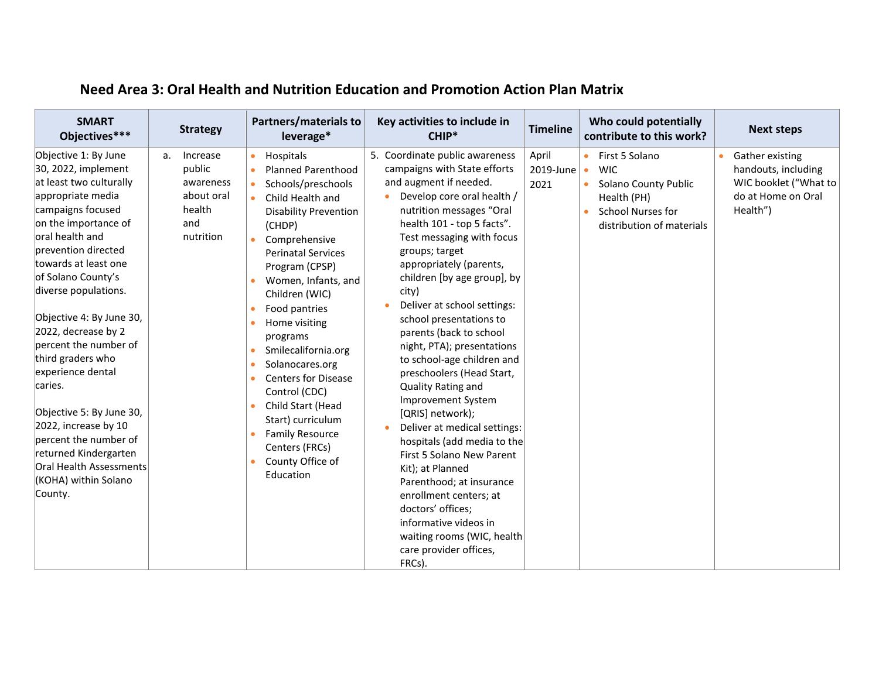## Need Area 3: Oral Health and Nutrition Education and Promotion Action Plan Matrix

| SMART Objectives*** | Strategy | Partners/materials to leverage* | Key activities to include in CHIP* | Timeline | Who could potentially contribute to this work? | Next steps |
|---|---|---|---|---|---|---|
| Objective 1: By June 30, 2022, implement at least two culturally appropriate media campaigns focused on the importance of oral health and prevention directed towards at least one of Solano County's diverse populations.<br><br>Objective 4: By June 30, 2022, decrease by 2 percent the number of third graders who experience dental caries.<br><br>Objective 5: By June 30, 2022, increase by 10 percent the number of returned Kindergarten Oral Health Assessments (KOHA) within Solano County. | a. Increase public awareness about oral health and nutrition | • Hospitals<br>• Planned Parenthood<br>• Schools/preschools<br>• Child Health and Disability Prevention (CHDP)<br>• Comprehensive Perinatal Services Program (CPSP)<br>• Women, Infants, and Children (WIC)<br>• Food pantries<br>• Home visiting programs<br>• Smilecalifornia.org<br>• Solanocares.org<br>• Centers for Disease Control (CDC)<br>• Child Start (Head Start) curriculum<br>• Family Resource Centers (FRCs)<br>• County Office of Education | 5. Coordinate public awareness campaigns with State efforts and augment if needed.<br>• Develop core oral health / nutrition messages "Oral health 101 - top 5 facts". Test messaging with focus groups; target appropriately (parents, children [by age group], by city)<br>• Deliver at school settings: school presentations to parents (back to school night, PTA); presentations to school-age children and preschoolers (Head Start, Quality Rating and Improvement System [QRIS] network);<br>• Deliver at medical settings: hospitals (add media to the First 5 Solano New Parent Kit); at Planned Parenthood; at insurance enrollment centers; at doctors' offices; informative videos in waiting rooms (WIC, health care provider offices, FRCs). | April 2019-June 2021 | • First 5 Solano<br>• WIC<br>• Solano County Public Health (PH)<br>• School Nurses for distribution of materials | • Gather existing handouts, including WIC booklet ("What to do at Home on Oral Health") |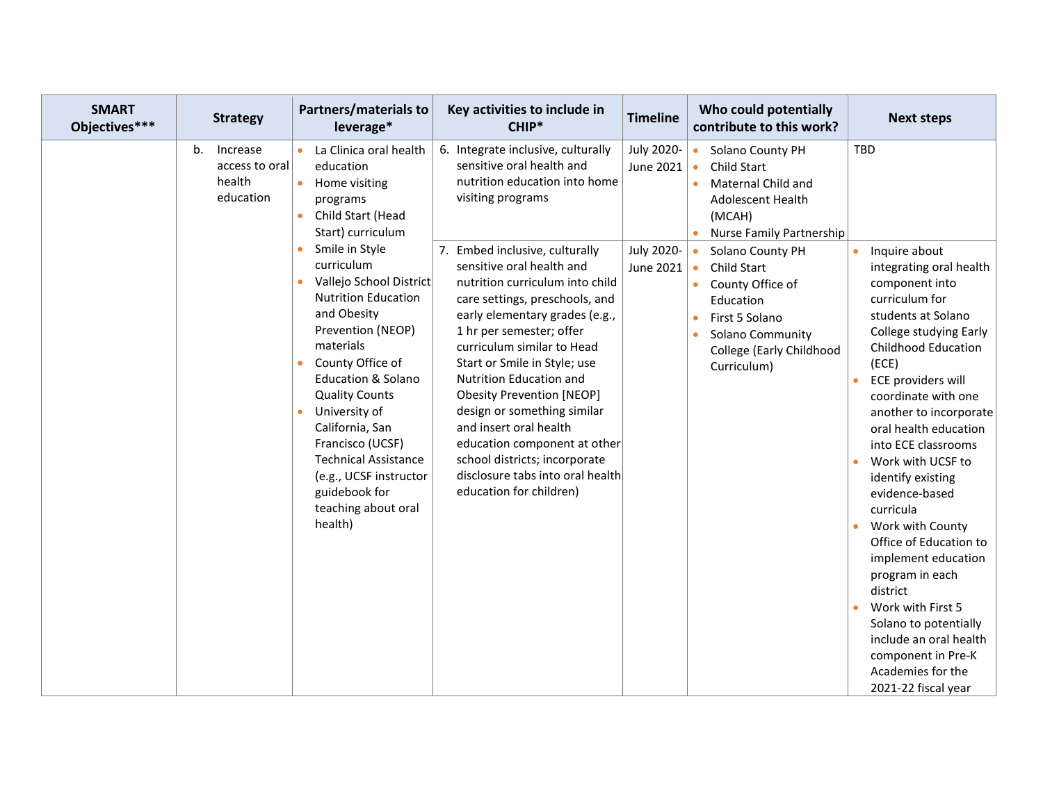| SMART Objectives*** | Strategy | Partners/materials to leverage* | Key activities to include in CHIP* | Timeline | Who could potentially contribute to this work? | Next steps |
|---|---|---|---|---|---|---|
| | b. Increase access to oral health education | • La Clinica oral health education<br>• Home visiting programs<br>• Child Start (Head Start) curriculum<br>• Smile in Style curriculum<br>• Vallejo School District Nutrition Education and Obesity Prevention (NEOP) materials<br>• County Office of Education & Solano Quality Counts<br>• University of California, San Francisco (UCSF) Technical Assistance (e.g., UCSF instructor guidebook for teaching about oral health) | 6. Integrate inclusive, culturally sensitive oral health and nutrition education into home visiting programs | July 2020-June 2021 | • Solano County PH<br>• Child Start<br>• Maternal Child and Adolescent Health (MCAH)<br>• Nurse Family Partnership | TBD |
| | | | 7. Embed inclusive, culturally sensitive oral health and nutrition curriculum into child care settings, preschools, and early elementary grades (e.g., 1 hr per semester; offer curriculum similar to Head Start or Smile in Style; use Nutrition Education and Obesity Prevention [NEOP] design or something similar and insert oral health education component at other school districts; incorporate disclosure tabs into oral health education for children) | July 2020-June 2021 | • Solano County PH<br>• Child Start<br>• County Office of Education<br>• First 5 Solano<br>• Solano Community College (Early Childhood Curriculum) | • Inquire about integrating oral health component into curriculum for students at Solano College studying Early Childhood Education (ECE)<br>• ECE providers will coordinate with one another to incorporate oral health education into ECE classrooms<br>• Work with UCSF to identify existing evidence-based curricula<br>• Work with County Office of Education to implement education program in each district<br>• Work with First 5 Solano to potentially include an oral health component in Pre-K Academies for the 2021-22 fiscal year |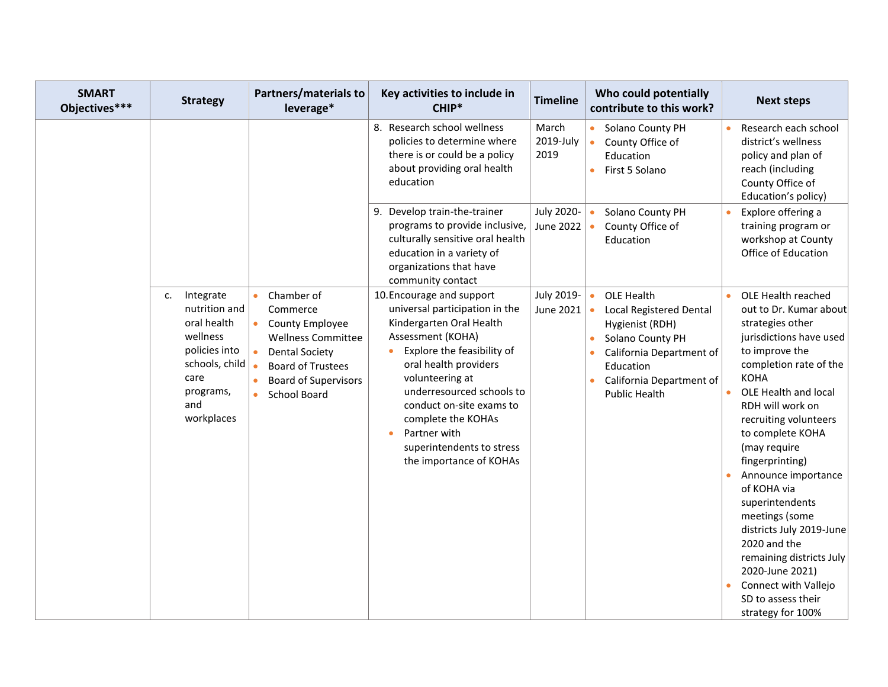| SMART Objectives*** | Strategy | Partners/materials to leverage* | Key activities to include in CHIP* | Timeline | Who could potentially contribute to this work? | Next steps |
|---|---|---|---|---|---|---|
| | | | 8. Research school wellness policies to determine where there is or could be a policy about providing oral health education | March 2019-July 2019 | • Solano County PH<br>• County Office of Education<br>• First 5 Solano | • Research each school district's wellness policy and plan of reach (including County Office of Education's policy) |
| | | | 9. Develop train-the-trainer programs to provide inclusive, culturally sensitive oral health education in a variety of organizations that have community contact | July 2020-June 2022 | • Solano County PH<br>• County Office of Education | • Explore offering a training program or workshop at County Office of Education |
| | c. Integrate nutrition and oral health wellness policies into schools, child care programs, and workplaces | • Chamber of Commerce<br>• County Employee Wellness Committee<br>• Dental Society<br>• Board of Trustees<br>• Board of Supervisors<br>• School Board | 10. Encourage and support universal participation in the Kindergarten Oral Health Assessment (KOHA)<br>• Explore the feasibility of oral health providers volunteering at underresourced schools to conduct on-site exams to complete the KOHAs<br>• Partner with superintendents to stress the importance of KOHAs | July 2019-June 2021 | • OLE Health<br>• Local Registered Dental Hygienist (RDH)<br>• Solano County PH<br>• California Department of Education<br>• California Department of Public Health | • OLE Health reached out to Dr. Kumar about strategies other jurisdictions have used to improve the completion rate of the KOHA<br>• OLE Health and local RDH will work on recruiting volunteers to complete KOHA (may require fingerprinting)<br>• Announce importance of KOHA via superintendents meetings (some districts July 2019-June 2020 and the remaining districts July 2020-June 2021)<br>• Connect with Vallejo SD to assess their strategy for 100% |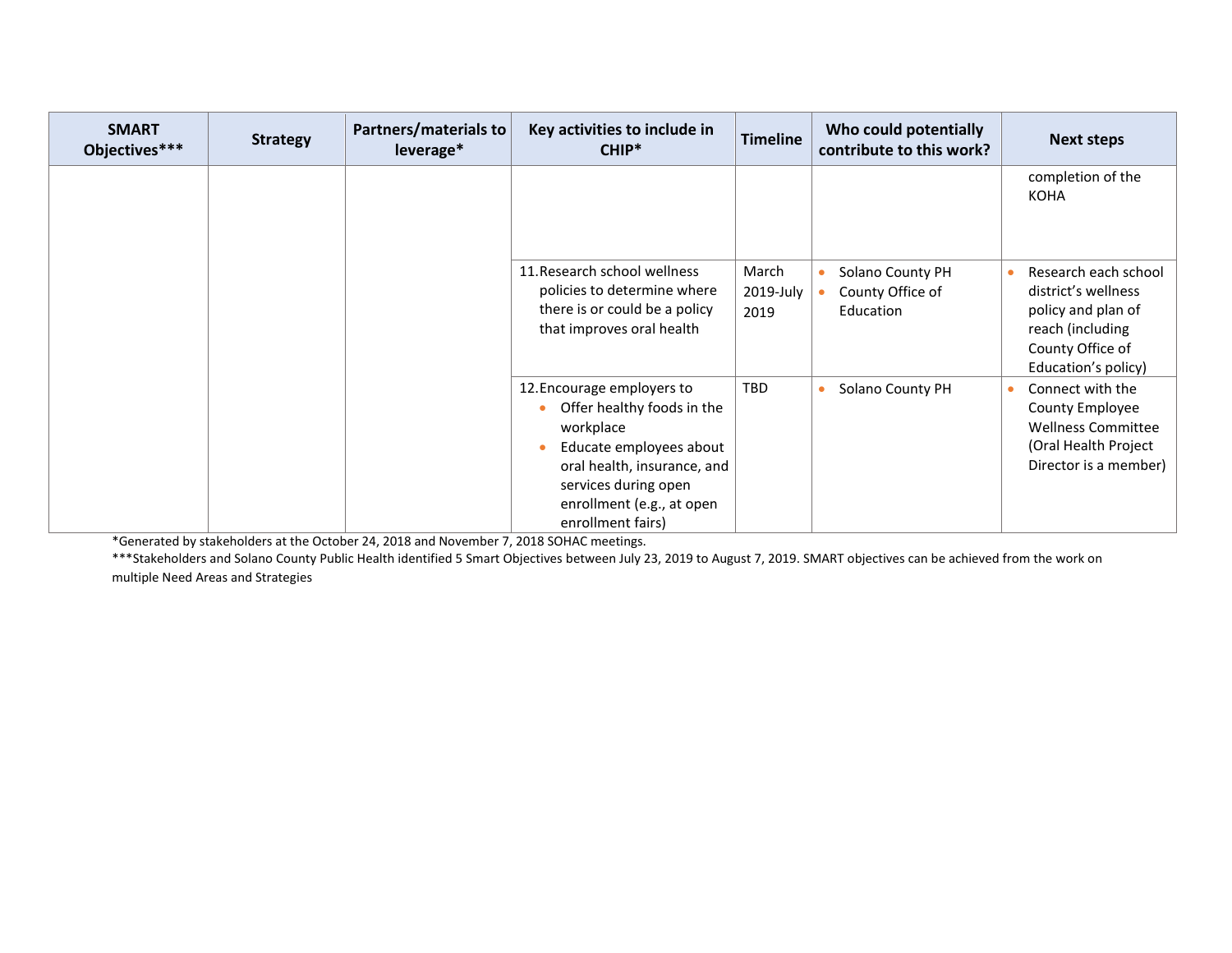| SMART Objectives*** | Strategy | Partners/materials to leverage* | Key activities to include in CHIP* | Timeline | Who could potentially contribute to this work? | Next steps |
|---|---|---|---|---|---|---|
| | | | | | | completion of the KOHA |
| | | | 11. Research school wellness policies to determine where there is or could be a policy that improves oral health | March 2019-July 2019 | • Solano County PH<br>• County Office of Education | • Research each school district's wellness policy and plan of reach (including County Office of Education's policy) |
| | | | 12. Encourage employers to<br>• Offer healthy foods in the workplace<br>• Educate employees about oral health, insurance, and services during open enrollment (e.g., at open enrollment fairs) | TBD | • Solano County PH | • Connect with the County Employee Wellness Committee (Oral Health Project Director is a member) |

*Generated by stakeholders at the October 24, 2018 and November 7, 2018 SOHAC meetings.

***Stakeholders and Solano County Public Health identified 5 Smart Objectives between July 23, 2019 to August 7, 2019. SMART objectives can be achieved from the work on multiple Need Areas and Strategies